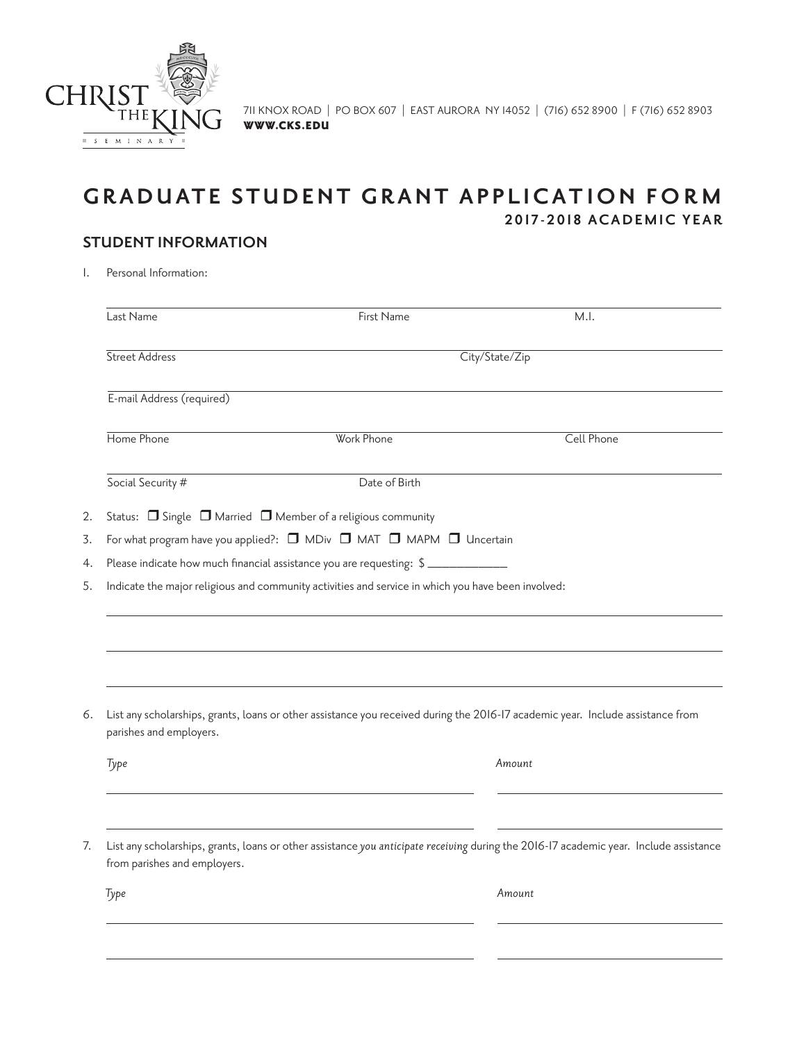CHRIST THE KING SEMINARY

711 KNOX ROAD | PO BOX 607 | EAST AURORA NY 14052 | (716) 652 8900 | F (716) 652 8903
**WWW.CKS.EDU**

# GRADUATE STUDENT GRANT APPLICATION FORM

**2017-2018 ACADEMIC YEAR**

## STUDENT INFORMATION

1. Personal Information:

_______________________________________________
Last Name First Name M.I.

_______________________________________________
Street Address City/State/Zip

_______________________________________________
E-mail Address (required)

_______________________________________________
Home Phone Work Phone Cell Phone

_______________________________________________
Social Security # Date of Birth

2. Status: ❒ Single ❒ Married ❒ Member of a religious community
3. For what program have you applied?: ❒ MDiv ❒ MAT ❒ MAPM ❒ Uncertain
4. Please indicate how much financial assistance you are requesting: $ ____________
5. Indicate the major religious and community activities and service in which you have been involved:

_______________________________________________

_______________________________________________

_______________________________________________

6. List any scholarships, grants, loans or other assistance you received during the 2016-17 academic year. Include assistance from parishes and employers.

| *Type* | *Amount* |
|---|---|
| | |
| | |

7. List any scholarships, grants, loans or other assistance *you anticipate receiving* during the 2016-17 academic year. Include assistance from parishes and employers.

| *Type* | *Amount* |
|---|---|
| | |
| | |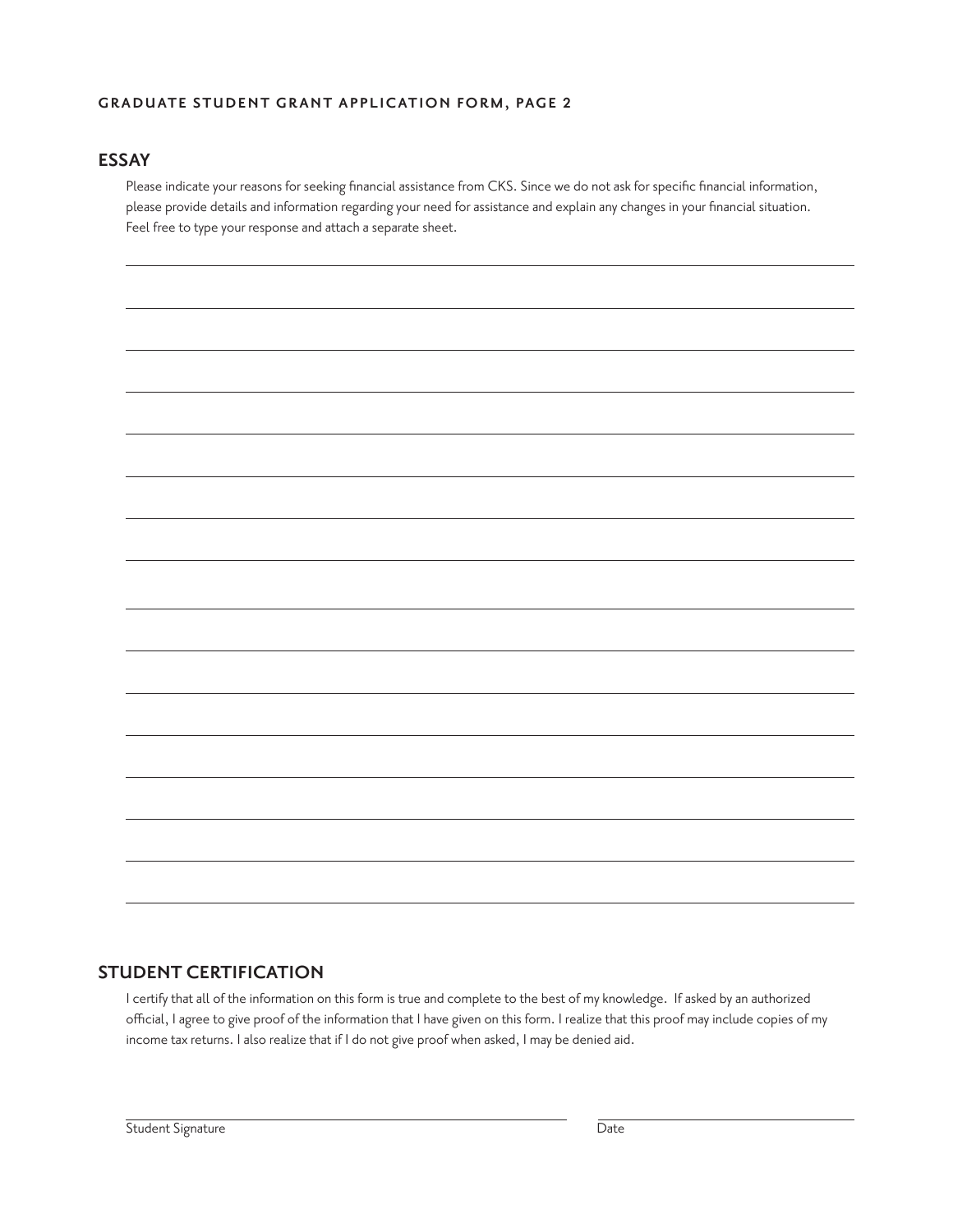**GRADUATE STUDENT GRANT APPLICATION FORM, PAGE 2**

## ESSAY

Please indicate your reasons for seeking financial assistance from CKS. Since we do not ask for specific financial information, please provide details and information regarding your need for assistance and explain any changes in your financial situation. Feel free to type your response and attach a separate sheet.

## STUDENT CERTIFICATION

I certify that all of the information on this form is true and complete to the best of my knowledge. If asked by an authorized official, I agree to give proof of the information that I have given on this form. I realize that this proof may include copies of my income tax returns. I also realize that if I do not give proof when asked, I may be denied aid.

Student Signature

Date